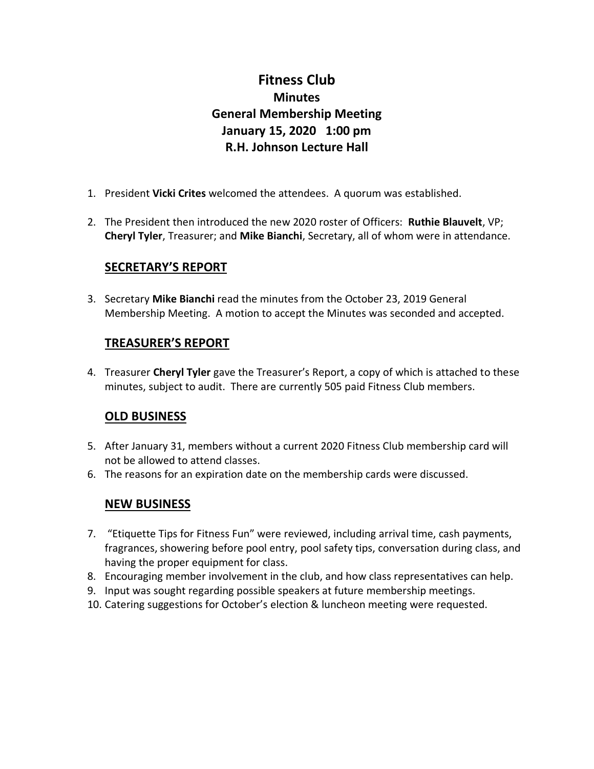# Fitness Club
## Minutes
## General Membership Meeting
## January 15, 2020 1:00 pm
## R.H. Johnson Lecture Hall

1. President **Vicki Crites** welcomed the attendees. A quorum was established.

2. The President then introduced the new 2020 roster of Officers: **Ruthie Blauvelt**, VP; **Cheryl Tyler**, Treasurer; and **Mike Bianchi**, Secretary, all of whom were in attendance.

### SECRETARY'S REPORT

3. Secretary **Mike Bianchi** read the minutes from the October 23, 2019 General Membership Meeting. A motion to accept the Minutes was seconded and accepted.

### TREASURER'S REPORT

4. Treasurer **Cheryl Tyler** gave the Treasurer's Report, a copy of which is attached to these minutes, subject to audit. There are currently 505 paid Fitness Club members.

### OLD BUSINESS

5. After January 31, members without a current 2020 Fitness Club membership card will not be allowed to attend classes.
6. The reasons for an expiration date on the membership cards were discussed.

### NEW BUSINESS

7. "Etiquette Tips for Fitness Fun" were reviewed, including arrival time, cash payments, fragrances, showering before pool entry, pool safety tips, conversation during class, and having the proper equipment for class.
8. Encouraging member involvement in the club, and how class representatives can help.
9. Input was sought regarding possible speakers at future membership meetings.
10. Catering suggestions for October's election & luncheon meeting were requested.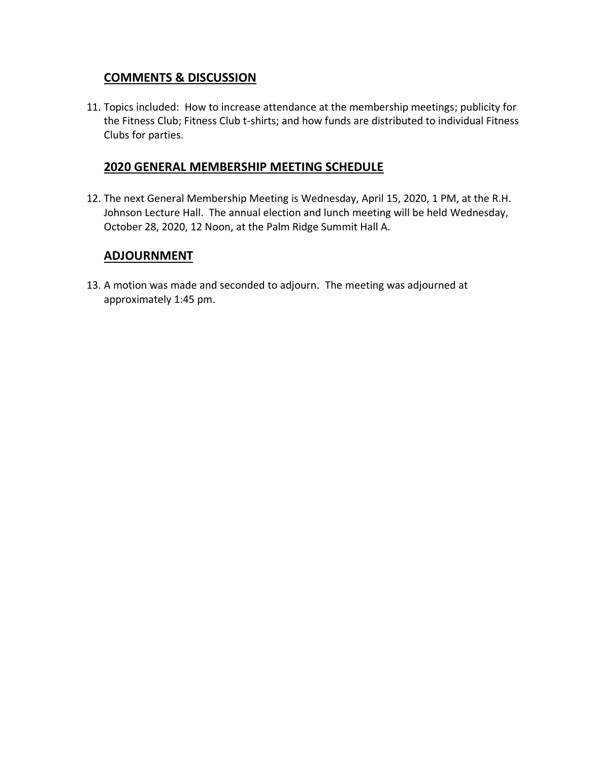## COMMENTS & DISCUSSION

11. Topics included: How to increase attendance at the membership meetings; publicity for the Fitness Club; Fitness Club t-shirts; and how funds are distributed to individual Fitness Clubs for parties.

## 2020 GENERAL MEMBERSHIP MEETING SCHEDULE

12. The next General Membership Meeting is Wednesday, April 15, 2020, 1 PM, at the R.H. Johnson Lecture Hall. The annual election and lunch meeting will be held Wednesday, October 28, 2020, 12 Noon, at the Palm Ridge Summit Hall A.

## ADJOURNMENT

13. A motion was made and seconded to adjourn. The meeting was adjourned at approximately 1:45 pm.